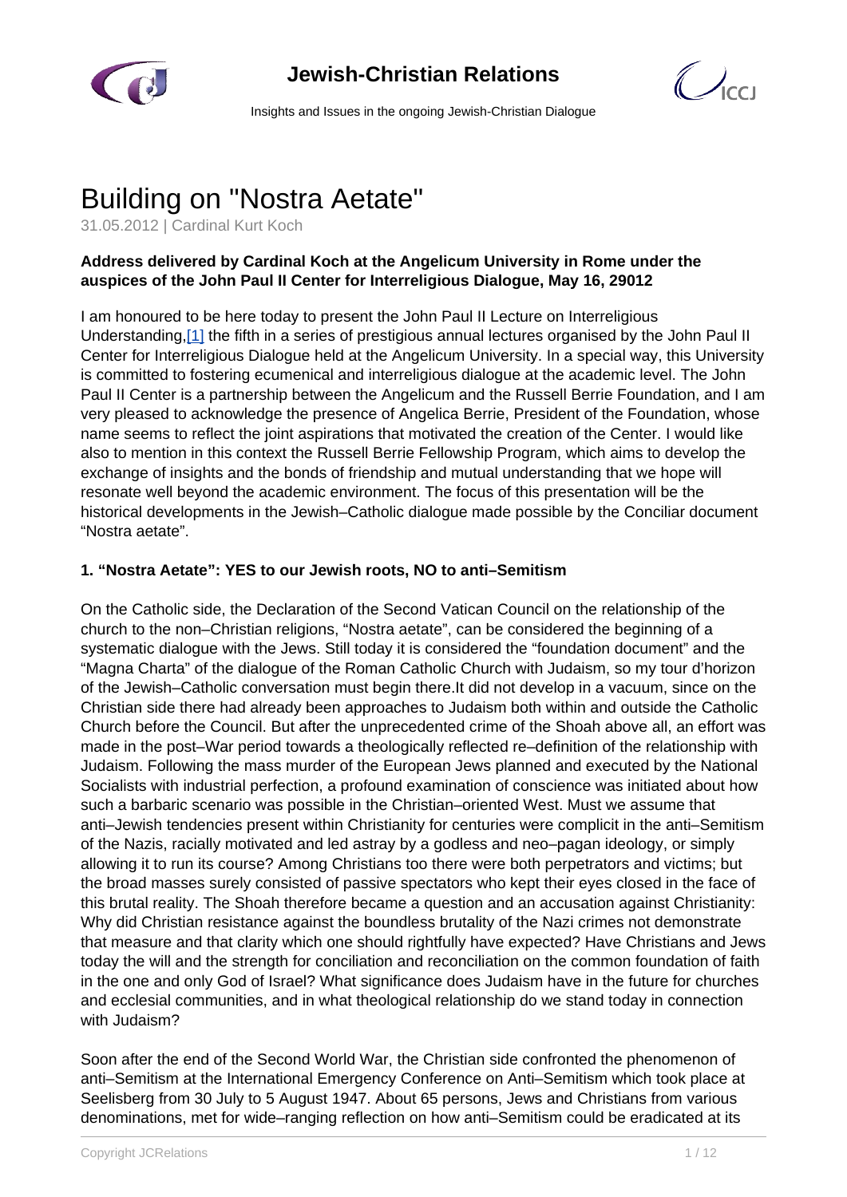# Building on "Nostra Aetate"

31.05.2012 | Cardinal Kurt Koch

**Address delivered by Cardinal Koch at the Angelicum University in Rome under the auspices of the John Paul II Center for Interreligious Dialogue, May 16, 29012**

I am honoured to be here today to present the John Paul II Lecture on Interreligious Understanding,[1] the fifth in a series of prestigious annual lectures organised by the John Paul II Center for Interreligious Dialogue held at the Angelicum University. In a special way, this University is committed to fostering ecumenical and interreligious dialogue at the academic level. The John Paul II Center is a partnership between the Angelicum and the Russell Berrie Foundation, and I am very pleased to acknowledge the presence of Angelica Berrie, President of the Foundation, whose name seems to reflect the joint aspirations that motivated the creation of the Center. I would like also to mention in this context the Russell Berrie Fellowship Program, which aims to develop the exchange of insights and the bonds of friendship and mutual understanding that we hope will resonate well beyond the academic environment. The focus of this presentation will be the historical developments in the Jewish–Catholic dialogue made possible by the Conciliar document "Nostra aetate".

### 1. "Nostra Aetate": YES to our Jewish roots, NO to anti–Semitism

On the Catholic side, the Declaration of the Second Vatican Council on the relationship of the church to the non–Christian religions, "Nostra aetate", can be considered the beginning of a systematic dialogue with the Jews. Still today it is considered the "foundation document" and the "Magna Charta" of the dialogue of the Roman Catholic Church with Judaism, so my tour d'horizon of the Jewish–Catholic conversation must begin there.It did not develop in a vacuum, since on the Christian side there had already been approaches to Judaism both within and outside the Catholic Church before the Council. But after the unprecedented crime of the Shoah above all, an effort was made in the post–War period towards a theologically reflected re–definition of the relationship with Judaism. Following the mass murder of the European Jews planned and executed by the National Socialists with industrial perfection, a profound examination of conscience was initiated about how such a barbaric scenario was possible in the Christian–oriented West. Must we assume that anti–Jewish tendencies present within Christianity for centuries were complicit in the anti–Semitism of the Nazis, racially motivated and led astray by a godless and neo–pagan ideology, or simply allowing it to run its course? Among Christians too there were both perpetrators and victims; but the broad masses surely consisted of passive spectators who kept their eyes closed in the face of this brutal reality. The Shoah therefore became a question and an accusation against Christianity: Why did Christian resistance against the boundless brutality of the Nazi crimes not demonstrate that measure and that clarity which one should rightfully have expected? Have Christians and Jews today the will and the strength for conciliation and reconciliation on the common foundation of faith in the one and only God of Israel? What significance does Judaism have in the future for churches and ecclesial communities, and in what theological relationship do we stand today in connection with Judaism?

Soon after the end of the Second World War, the Christian side confronted the phenomenon of anti–Semitism at the International Emergency Conference on Anti–Semitism which took place at Seelisberg from 30 July to 5 August 1947. About 65 persons, Jews and Christians from various denominations, met for wide–ranging reflection on how anti–Semitism could be eradicated at its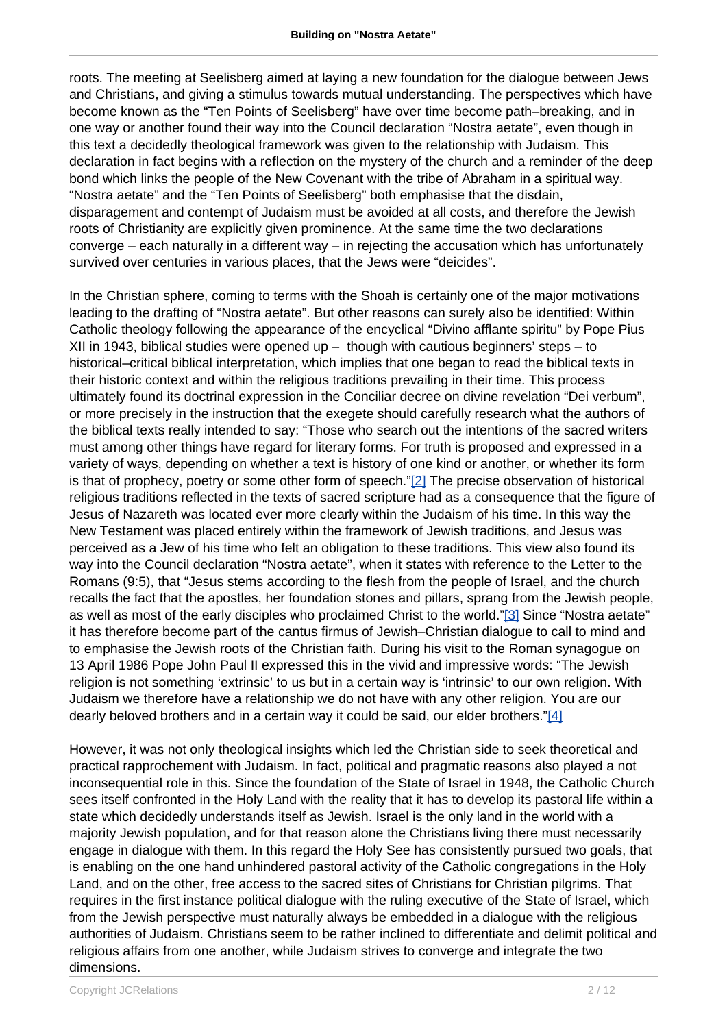roots. The meeting at Seelisberg aimed at laying a new foundation for the dialogue between Jews and Christians, and giving a stimulus towards mutual understanding. The perspectives which have become known as the "Ten Points of Seelisberg" have over time become path–breaking, and in one way or another found their way into the Council declaration "Nostra aetate", even though in this text a decidedly theological framework was given to the relationship with Judaism. This declaration in fact begins with a reflection on the mystery of the church and a reminder of the deep bond which links the people of the New Covenant with the tribe of Abraham in a spiritual way. "Nostra aetate" and the "Ten Points of Seelisberg" both emphasise that the disdain, disparagement and contempt of Judaism must be avoided at all costs, and therefore the Jewish roots of Christianity are explicitly given prominence. At the same time the two declarations converge – each naturally in a different way – in rejecting the accusation which has unfortunately survived over centuries in various places, that the Jews were "deicides".

In the Christian sphere, coming to terms with the Shoah is certainly one of the major motivations leading to the drafting of "Nostra aetate". But other reasons can surely also be identified: Within Catholic theology following the appearance of the encyclical "Divino afflante spiritu" by Pope Pius XII in 1943, biblical studies were opened up – though with cautious beginners' steps – to historical–critical biblical interpretation, which implies that one began to read the biblical texts in their historic context and within the religious traditions prevailing in their time. This process ultimately found its doctrinal expression in the Conciliar decree on divine revelation "Dei verbum", or more precisely in the instruction that the exegete should carefully research what the authors of the biblical texts really intended to say: "Those who search out the intentions of the sacred writers must among other things have regard for literary forms. For truth is proposed and expressed in a variety of ways, depending on whether a text is history of one kind or another, or whether its form is that of prophecy, poetry or some other form of speech."[2] The precise observation of historical religious traditions reflected in the texts of sacred scripture had as a consequence that the figure of Jesus of Nazareth was located ever more clearly within the Judaism of his time. In this way the New Testament was placed entirely within the framework of Jewish traditions, and Jesus was perceived as a Jew of his time who felt an obligation to these traditions. This view also found its way into the Council declaration "Nostra aetate", when it states with reference to the Letter to the Romans (9:5), that "Jesus stems according to the flesh from the people of Israel, and the church recalls the fact that the apostles, her foundation stones and pillars, sprang from the Jewish people, as well as most of the early disciples who proclaimed Christ to the world."[3] Since "Nostra aetate" it has therefore become part of the cantus firmus of Jewish–Christian dialogue to call to mind and to emphasise the Jewish roots of the Christian faith. During his visit to the Roman synagogue on 13 April 1986 Pope John Paul II expressed this in the vivid and impressive words: "The Jewish religion is not something 'extrinsic' to us but in a certain way is 'intrinsic' to our own religion. With Judaism we therefore have a relationship we do not have with any other religion. You are our dearly beloved brothers and in a certain way it could be said, our elder brothers."[4]

However, it was not only theological insights which led the Christian side to seek theoretical and practical rapprochement with Judaism. In fact, political and pragmatic reasons also played a not inconsequential role in this. Since the foundation of the State of Israel in 1948, the Catholic Church sees itself confronted in the Holy Land with the reality that it has to develop its pastoral life within a state which decidedly understands itself as Jewish. Israel is the only land in the world with a majority Jewish population, and for that reason alone the Christians living there must necessarily engage in dialogue with them. In this regard the Holy See has consistently pursued two goals, that is enabling on the one hand unhindered pastoral activity of the Catholic congregations in the Holy Land, and on the other, free access to the sacred sites of Christians for Christian pilgrims. That requires in the first instance political dialogue with the ruling executive of the State of Israel, which from the Jewish perspective must naturally always be embedded in a dialogue with the religious authorities of Judaism. Christians seem to be rather inclined to differentiate and delimit political and religious affairs from one another, while Judaism strives to converge and integrate the two dimensions.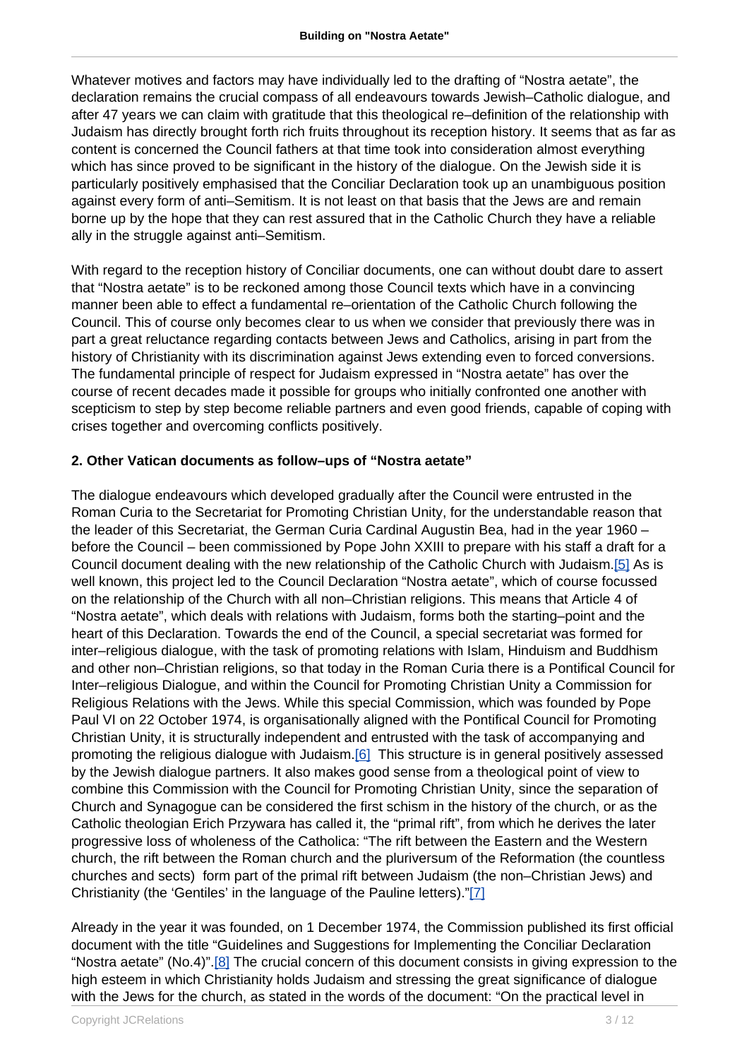Whatever motives and factors may have individually led to the drafting of "Nostra aetate", the declaration remains the crucial compass of all endeavours towards Jewish–Catholic dialogue, and after 47 years we can claim with gratitude that this theological re–definition of the relationship with Judaism has directly brought forth rich fruits throughout its reception history. It seems that as far as content is concerned the Council fathers at that time took into consideration almost everything which has since proved to be significant in the history of the dialogue. On the Jewish side it is particularly positively emphasised that the Conciliar Declaration took up an unambiguous position against every form of anti–Semitism. It is not least on that basis that the Jews are and remain borne up by the hope that they can rest assured that in the Catholic Church they have a reliable ally in the struggle against anti–Semitism.

With regard to the reception history of Conciliar documents, one can without doubt dare to assert that "Nostra aetate" is to be reckoned among those Council texts which have in a convincing manner been able to effect a fundamental re–orientation of the Catholic Church following the Council. This of course only becomes clear to us when we consider that previously there was in part a great reluctance regarding contacts between Jews and Catholics, arising in part from the history of Christianity with its discrimination against Jews extending even to forced conversions. The fundamental principle of respect for Judaism expressed in "Nostra aetate" has over the course of recent decades made it possible for groups who initially confronted one another with scepticism to step by step become reliable partners and even good friends, capable of coping with crises together and overcoming conflicts positively.

**2. Other Vatican documents as follow–ups of "Nostra aetate"**

The dialogue endeavours which developed gradually after the Council were entrusted in the Roman Curia to the Secretariat for Promoting Christian Unity, for the understandable reason that the leader of this Secretariat, the German Curia Cardinal Augustin Bea, had in the year 1960 – before the Council – been commissioned by Pope John XXIII to prepare with his staff a draft for a Council document dealing with the new relationship of the Catholic Church with Judaism.[5] As is well known, this project led to the Council Declaration "Nostra aetate", which of course focussed on the relationship of the Church with all non–Christian religions. This means that Article 4 of "Nostra aetate", which deals with relations with Judaism, forms both the starting–point and the heart of this Declaration. Towards the end of the Council, a special secretariat was formed for inter–religious dialogue, with the task of promoting relations with Islam, Hinduism and Buddhism and other non–Christian religions, so that today in the Roman Curia there is a Pontifical Council for Inter–religious Dialogue, and within the Council for Promoting Christian Unity a Commission for Religious Relations with the Jews. While this special Commission, which was founded by Pope Paul VI on 22 October 1974, is organisationally aligned with the Pontifical Council for Promoting Christian Unity, it is structurally independent and entrusted with the task of accompanying and promoting the religious dialogue with Judaism.[6] This structure is in general positively assessed by the Jewish dialogue partners. It also makes good sense from a theological point of view to combine this Commission with the Council for Promoting Christian Unity, since the separation of Church and Synagogue can be considered the first schism in the history of the church, or as the Catholic theologian Erich Przywara has called it, the "primal rift", from which he derives the later progressive loss of wholeness of the Catholica: "The rift between the Eastern and the Western church, the rift between the Roman church and the pluriversum of the Reformation (the countless churches and sects) form part of the primal rift between Judaism (the non–Christian Jews) and Christianity (the 'Gentiles' in the language of the Pauline letters)."[7]

Already in the year it was founded, on 1 December 1974, the Commission published its first official document with the title "Guidelines and Suggestions for Implementing the Conciliar Declaration "Nostra aetate" (No.4)".[8] The crucial concern of this document consists in giving expression to the high esteem in which Christianity holds Judaism and stressing the great significance of dialogue with the Jews for the church, as stated in the words of the document: "On the practical level in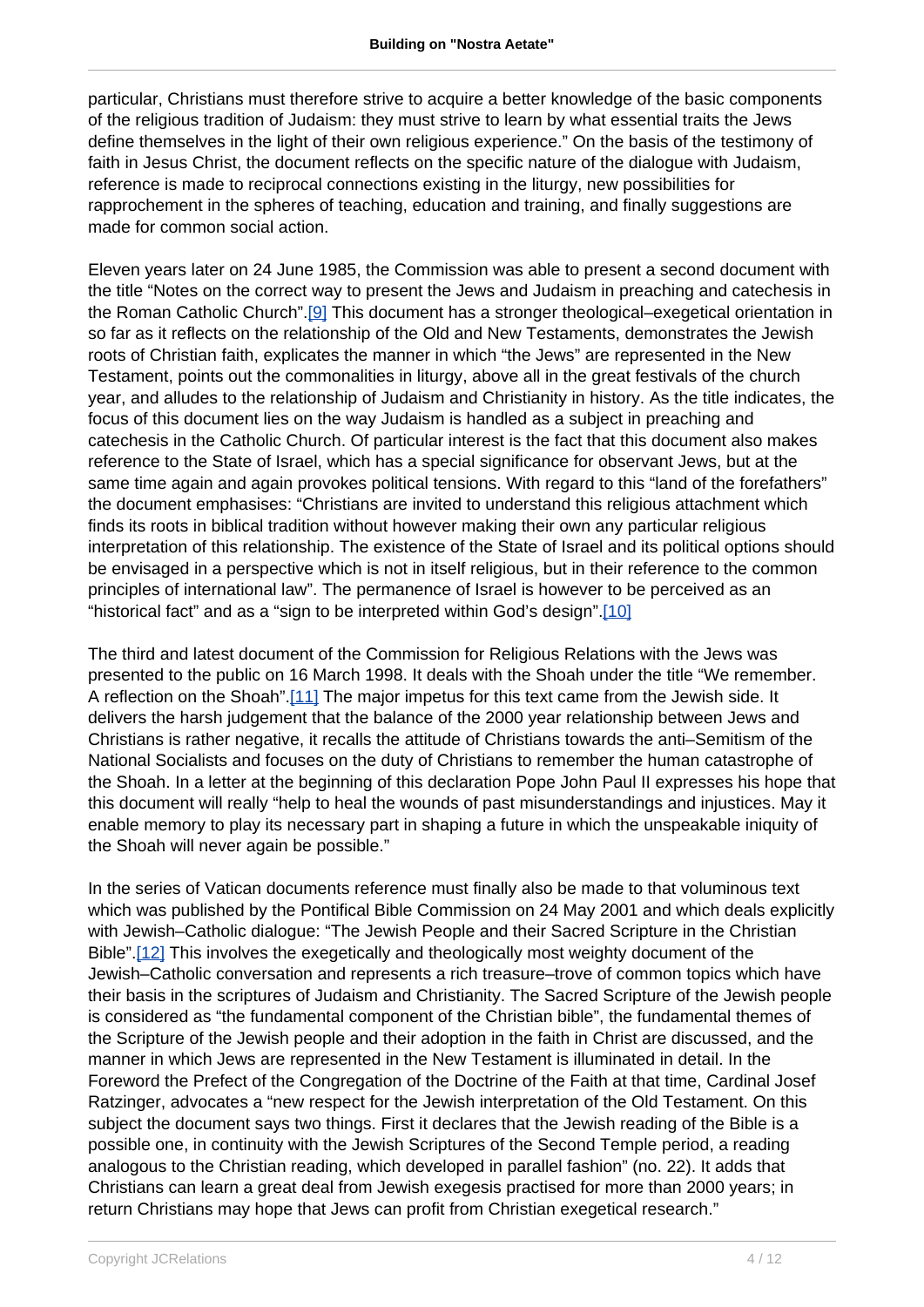particular, Christians must therefore strive to acquire a better knowledge of the basic components of the religious tradition of Judaism: they must strive to learn by what essential traits the Jews define themselves in the light of their own religious experience." On the basis of the testimony of faith in Jesus Christ, the document reflects on the specific nature of the dialogue with Judaism, reference is made to reciprocal connections existing in the liturgy, new possibilities for rapprochement in the spheres of teaching, education and training, and finally suggestions are made for common social action.

Eleven years later on 24 June 1985, the Commission was able to present a second document with the title "Notes on the correct way to present the Jews and Judaism in preaching and catechesis in the Roman Catholic Church".[9] This document has a stronger theological–exegetical orientation in so far as it reflects on the relationship of the Old and New Testaments, demonstrates the Jewish roots of Christian faith, explicates the manner in which "the Jews" are represented in the New Testament, points out the commonalities in liturgy, above all in the great festivals of the church year, and alludes to the relationship of Judaism and Christianity in history. As the title indicates, the focus of this document lies on the way Judaism is handled as a subject in preaching and catechesis in the Catholic Church. Of particular interest is the fact that this document also makes reference to the State of Israel, which has a special significance for observant Jews, but at the same time again and again provokes political tensions. With regard to this "land of the forefathers" the document emphasises: "Christians are invited to understand this religious attachment which finds its roots in biblical tradition without however making their own any particular religious interpretation of this relationship. The existence of the State of Israel and its political options should be envisaged in a perspective which is not in itself religious, but in their reference to the common principles of international law". The permanence of Israel is however to be perceived as an "historical fact" and as a "sign to be interpreted within God's design".[10]

The third and latest document of the Commission for Religious Relations with the Jews was presented to the public on 16 March 1998. It deals with the Shoah under the title "We remember. A reflection on the Shoah".[11] The major impetus for this text came from the Jewish side. It delivers the harsh judgement that the balance of the 2000 year relationship between Jews and Christians is rather negative, it recalls the attitude of Christians towards the anti–Semitism of the National Socialists and focuses on the duty of Christians to remember the human catastrophe of the Shoah. In a letter at the beginning of this declaration Pope John Paul II expresses his hope that this document will really "help to heal the wounds of past misunderstandings and injustices. May it enable memory to play its necessary part in shaping a future in which the unspeakable iniquity of the Shoah will never again be possible."

In the series of Vatican documents reference must finally also be made to that voluminous text which was published by the Pontifical Bible Commission on 24 May 2001 and which deals explicitly with Jewish–Catholic dialogue: "The Jewish People and their Sacred Scripture in the Christian Bible".[12] This involves the exegetically and theologically most weighty document of the Jewish–Catholic conversation and represents a rich treasure–trove of common topics which have their basis in the scriptures of Judaism and Christianity. The Sacred Scripture of the Jewish people is considered as "the fundamental component of the Christian bible", the fundamental themes of the Scripture of the Jewish people and their adoption in the faith in Christ are discussed, and the manner in which Jews are represented in the New Testament is illuminated in detail. In the Foreword the Prefect of the Congregation of the Doctrine of the Faith at that time, Cardinal Josef Ratzinger, advocates a "new respect for the Jewish interpretation of the Old Testament. On this subject the document says two things. First it declares that the Jewish reading of the Bible is a possible one, in continuity with the Jewish Scriptures of the Second Temple period, a reading analogous to the Christian reading, which developed in parallel fashion" (no. 22). It adds that Christians can learn a great deal from Jewish exegesis practised for more than 2000 years; in return Christians may hope that Jews can profit from Christian exegetical research."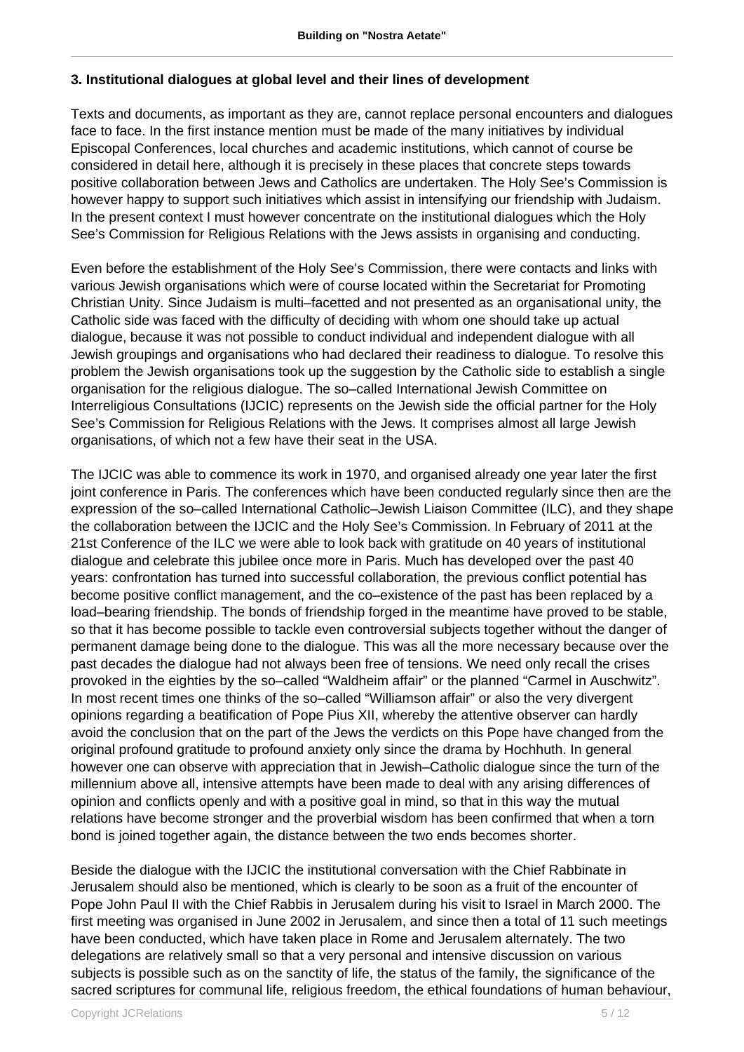### 3. Institutional dialogues at global level and their lines of development

Texts and documents, as important as they are, cannot replace personal encounters and dialogues face to face. In the first instance mention must be made of the many initiatives by individual Episcopal Conferences, local churches and academic institutions, which cannot of course be considered in detail here, although it is precisely in these places that concrete steps towards positive collaboration between Jews and Catholics are undertaken. The Holy See's Commission is however happy to support such initiatives which assist in intensifying our friendship with Judaism. In the present context I must however concentrate on the institutional dialogues which the Holy See's Commission for Religious Relations with the Jews assists in organising and conducting.

Even before the establishment of the Holy See's Commission, there were contacts and links with various Jewish organisations which were of course located within the Secretariat for Promoting Christian Unity. Since Judaism is multi–facetted and not presented as an organisational unity, the Catholic side was faced with the difficulty of deciding with whom one should take up actual dialogue, because it was not possible to conduct individual and independent dialogue with all Jewish groupings and organisations who had declared their readiness to dialogue. To resolve this problem the Jewish organisations took up the suggestion by the Catholic side to establish a single organisation for the religious dialogue. The so–called International Jewish Committee on Interreligious Consultations (IJCIC) represents on the Jewish side the official partner for the Holy See's Commission for Religious Relations with the Jews. It comprises almost all large Jewish organisations, of which not a few have their seat in the USA.

The IJCIC was able to commence its work in 1970, and organised already one year later the first joint conference in Paris. The conferences which have been conducted regularly since then are the expression of the so–called International Catholic–Jewish Liaison Committee (ILC), and they shape the collaboration between the IJCIC and the Holy See's Commission. In February of 2011 at the 21st Conference of the ILC we were able to look back with gratitude on 40 years of institutional dialogue and celebrate this jubilee once more in Paris. Much has developed over the past 40 years: confrontation has turned into successful collaboration, the previous conflict potential has become positive conflict management, and the co–existence of the past has been replaced by a load–bearing friendship. The bonds of friendship forged in the meantime have proved to be stable, so that it has become possible to tackle even controversial subjects together without the danger of permanent damage being done to the dialogue. This was all the more necessary because over the past decades the dialogue had not always been free of tensions. We need only recall the crises provoked in the eighties by the so–called "Waldheim affair" or the planned "Carmel in Auschwitz". In most recent times one thinks of the so–called "Williamson affair" or also the very divergent opinions regarding a beatification of Pope Pius XII, whereby the attentive observer can hardly avoid the conclusion that on the part of the Jews the verdicts on this Pope have changed from the original profound gratitude to profound anxiety only since the drama by Hochhuth. In general however one can observe with appreciation that in Jewish–Catholic dialogue since the turn of the millennium above all, intensive attempts have been made to deal with any arising differences of opinion and conflicts openly and with a positive goal in mind, so that in this way the mutual relations have become stronger and the proverbial wisdom has been confirmed that when a torn bond is joined together again, the distance between the two ends becomes shorter.

Beside the dialogue with the IJCIC the institutional conversation with the Chief Rabbinate in Jerusalem should also be mentioned, which is clearly to be soon as a fruit of the encounter of Pope John Paul II with the Chief Rabbis in Jerusalem during his visit to Israel in March 2000. The first meeting was organised in June 2002 in Jerusalem, and since then a total of 11 such meetings have been conducted, which have taken place in Rome and Jerusalem alternately. The two delegations are relatively small so that a very personal and intensive discussion on various subjects is possible such as on the sanctity of life, the status of the family, the significance of the sacred scriptures for communal life, religious freedom, the ethical foundations of human behaviour,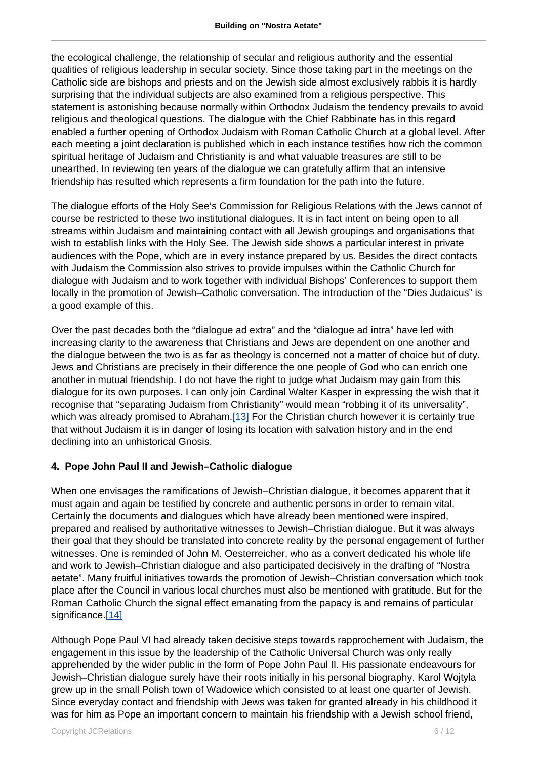the ecological challenge, the relationship of secular and religious authority and the essential qualities of religious leadership in secular society. Since those taking part in the meetings on the Catholic side are bishops and priests and on the Jewish side almost exclusively rabbis it is hardly surprising that the individual subjects are also examined from a religious perspective. This statement is astonishing because normally within Orthodox Judaism the tendency prevails to avoid religious and theological questions. The dialogue with the Chief Rabbinate has in this regard enabled a further opening of Orthodox Judaism with Roman Catholic Church at a global level. After each meeting a joint declaration is published which in each instance testifies how rich the common spiritual heritage of Judaism and Christianity is and what valuable treasures are still to be unearthed. In reviewing ten years of the dialogue we can gratefully affirm that an intensive friendship has resulted which represents a firm foundation for the path into the future.

The dialogue efforts of the Holy See's Commission for Religious Relations with the Jews cannot of course be restricted to these two institutional dialogues. It is in fact intent on being open to all streams within Judaism and maintaining contact with all Jewish groupings and organisations that wish to establish links with the Holy See. The Jewish side shows a particular interest in private audiences with the Pope, which are in every instance prepared by us. Besides the direct contacts with Judaism the Commission also strives to provide impulses within the Catholic Church for dialogue with Judaism and to work together with individual Bishops' Conferences to support them locally in the promotion of Jewish–Catholic conversation. The introduction of the "Dies Judaicus" is a good example of this.

Over the past decades both the "dialogue ad extra" and the "dialogue ad intra" have led with increasing clarity to the awareness that Christians and Jews are dependent on one another and the dialogue between the two is as far as theology is concerned not a matter of choice but of duty. Jews and Christians are precisely in their difference the one people of God who can enrich one another in mutual friendship. I do not have the right to judge what Judaism may gain from this dialogue for its own purposes. I can only join Cardinal Walter Kasper in expressing the wish that it recognise that "separating Judaism from Christianity" would mean "robbing it of its universality", which was already promised to Abraham.[13] For the Christian church however it is certainly true that without Judaism it is in danger of losing its location with salvation history and in the end declining into an unhistorical Gnosis.

#### 4. Pope John Paul II and Jewish–Catholic dialogue

When one envisages the ramifications of Jewish–Christian dialogue, it becomes apparent that it must again and again be testified by concrete and authentic persons in order to remain vital. Certainly the documents and dialogues which have already been mentioned were inspired, prepared and realised by authoritative witnesses to Jewish–Christian dialogue. But it was always their goal that they should be translated into concrete reality by the personal engagement of further witnesses. One is reminded of John M. Oesterreicher, who as a convert dedicated his whole life and work to Jewish–Christian dialogue and also participated decisively in the drafting of "Nostra aetate". Many fruitful initiatives towards the promotion of Jewish–Christian conversation which took place after the Council in various local churches must also be mentioned with gratitude. But for the Roman Catholic Church the signal effect emanating from the papacy is and remains of particular significance.[14]

Although Pope Paul VI had already taken decisive steps towards rapprochement with Judaism, the engagement in this issue by the leadership of the Catholic Universal Church was only really apprehended by the wider public in the form of Pope John Paul II. His passionate endeavours for Jewish–Christian dialogue surely have their roots initially in his personal biography. Karol Wojtyla grew up in the small Polish town of Wadowice which consisted to at least one quarter of Jewish. Since everyday contact and friendship with Jews was taken for granted already in his childhood it was for him as Pope an important concern to maintain his friendship with a Jewish school friend,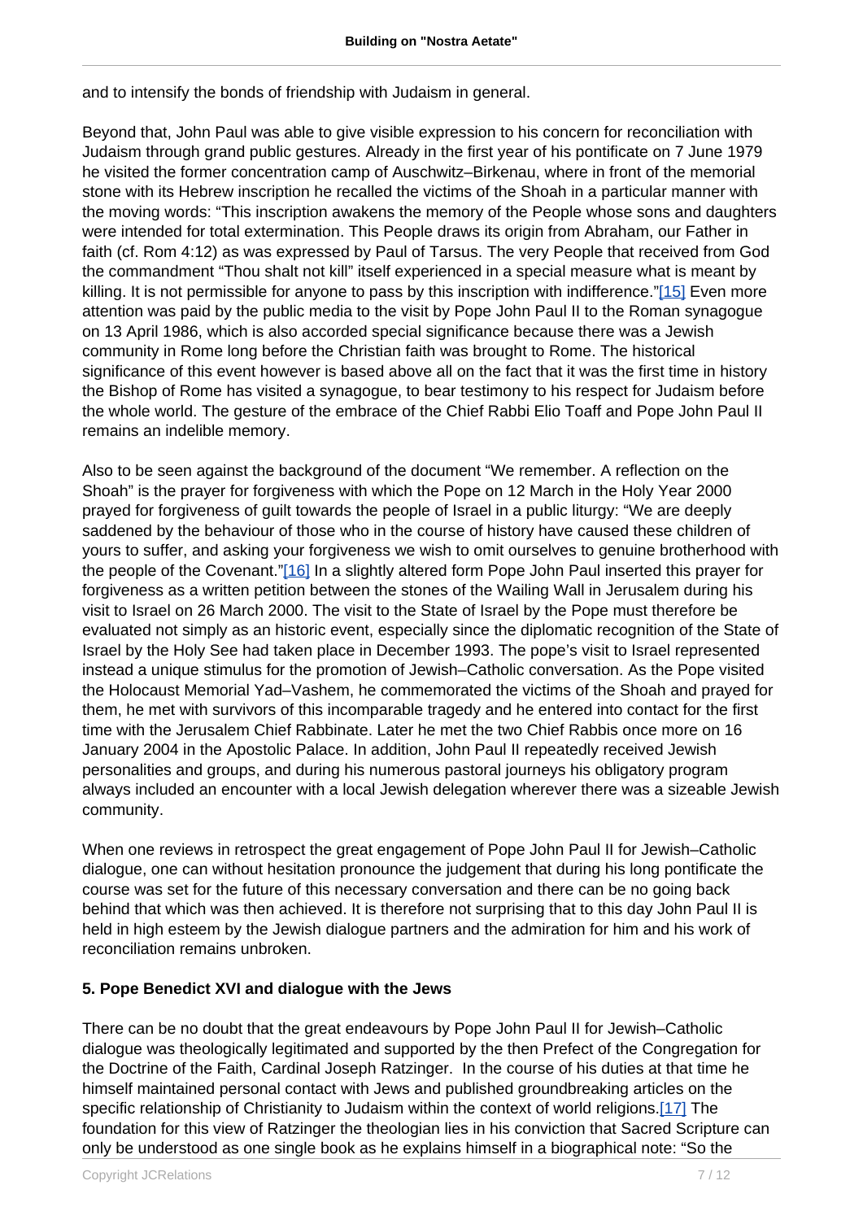and to intensify the bonds of friendship with Judaism in general.

Beyond that, John Paul was able to give visible expression to his concern for reconciliation with Judaism through grand public gestures. Already in the first year of his pontificate on 7 June 1979 he visited the former concentration camp of Auschwitz–Birkenau, where in front of the memorial stone with its Hebrew inscription he recalled the victims of the Shoah in a particular manner with the moving words: “This inscription awakens the memory of the People whose sons and daughters were intended for total extermination. This People draws its origin from Abraham, our Father in faith (cf. Rom 4:12) as was expressed by Paul of Tarsus. The very People that received from God the commandment “Thou shalt not kill” itself experienced in a special measure what is meant by killing. It is not permissible for anyone to pass by this inscription with indifference.”[15] Even more attention was paid by the public media to the visit by Pope John Paul II to the Roman synagogue on 13 April 1986, which is also accorded special significance because there was a Jewish community in Rome long before the Christian faith was brought to Rome. The historical significance of this event however is based above all on the fact that it was the first time in history the Bishop of Rome has visited a synagogue, to bear testimony to his respect for Judaism before the whole world. The gesture of the embrace of the Chief Rabbi Elio Toaff and Pope John Paul II remains an indelible memory.

Also to be seen against the background of the document “We remember. A reflection on the Shoah” is the prayer for forgiveness with which the Pope on 12 March in the Holy Year 2000 prayed for forgiveness of guilt towards the people of Israel in a public liturgy: “We are deeply saddened by the behaviour of those who in the course of history have caused these children of yours to suffer, and asking your forgiveness we wish to omit ourselves to genuine brotherhood with the people of the Covenant.”[16] In a slightly altered form Pope John Paul inserted this prayer for forgiveness as a written petition between the stones of the Wailing Wall in Jerusalem during his visit to Israel on 26 March 2000. The visit to the State of Israel by the Pope must therefore be evaluated not simply as an historic event, especially since the diplomatic recognition of the State of Israel by the Holy See had taken place in December 1993. The pope’s visit to Israel represented instead a unique stimulus for the promotion of Jewish–Catholic conversation. As the Pope visited the Holocaust Memorial Yad–Vashem, he commemorated the victims of the Shoah and prayed for them, he met with survivors of this incomparable tragedy and he entered into contact for the first time with the Jerusalem Chief Rabbinate. Later he met the two Chief Rabbis once more on 16 January 2004 in the Apostolic Palace. In addition, John Paul II repeatedly received Jewish personalities and groups, and during his numerous pastoral journeys his obligatory program always included an encounter with a local Jewish delegation wherever there was a sizeable Jewish community.

When one reviews in retrospect the great engagement of Pope John Paul II for Jewish–Catholic dialogue, one can without hesitation pronounce the judgement that during his long pontificate the course was set for the future of this necessary conversation and there can be no going back behind that which was then achieved. It is therefore not surprising that to this day John Paul II is held in high esteem by the Jewish dialogue partners and the admiration for him and his work of reconciliation remains unbroken.

### 5. Pope Benedict XVI and dialogue with the Jews

There can be no doubt that the great endeavours by Pope John Paul II for Jewish–Catholic dialogue was theologically legitimated and supported by the then Prefect of the Congregation for the Doctrine of the Faith, Cardinal Joseph Ratzinger. In the course of his duties at that time he himself maintained personal contact with Jews and published groundbreaking articles on the specific relationship of Christianity to Judaism within the context of world religions.[17] The foundation for this view of Ratzinger the theologian lies in his conviction that Sacred Scripture can only be understood as one single book as he explains himself in a biographical note: “So the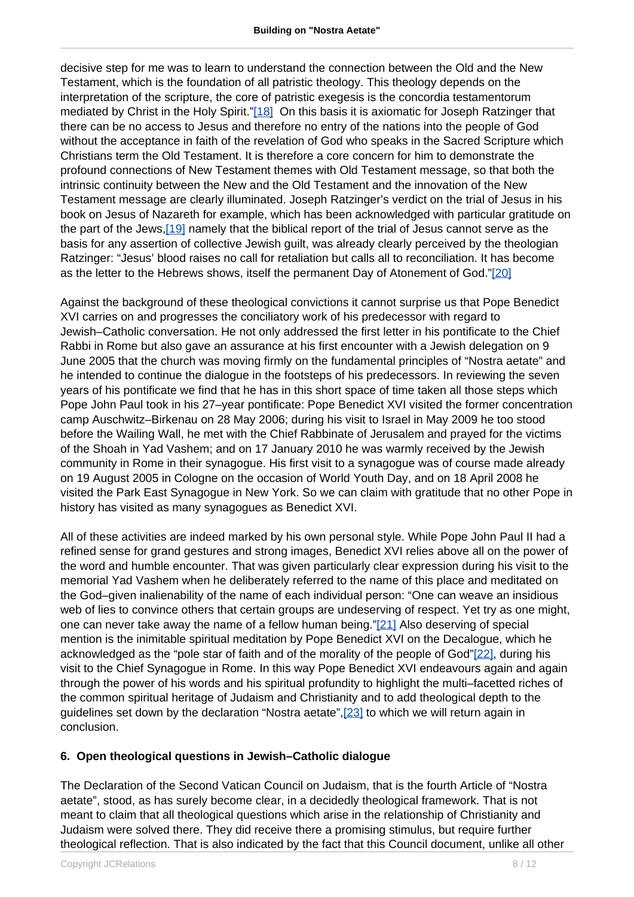decisive step for me was to learn to understand the connection between the Old and the New Testament, which is the foundation of all patristic theology. This theology depends on the interpretation of the scripture, the core of patristic exegesis is the concordia testamentorum mediated by Christ in the Holy Spirit."[18] On this basis it is axiomatic for Joseph Ratzinger that there can be no access to Jesus and therefore no entry of the nations into the people of God without the acceptance in faith of the revelation of God who speaks in the Sacred Scripture which Christians term the Old Testament. It is therefore a core concern for him to demonstrate the profound connections of New Testament themes with Old Testament message, so that both the intrinsic continuity between the New and the Old Testament and the innovation of the New Testament message are clearly illuminated. Joseph Ratzinger's verdict on the trial of Jesus in his book on Jesus of Nazareth for example, which has been acknowledged with particular gratitude on the part of the Jews,[19] namely that the biblical report of the trial of Jesus cannot serve as the basis for any assertion of collective Jewish guilt, was already clearly perceived by the theologian Ratzinger: "Jesus' blood raises no call for retaliation but calls all to reconciliation. It has become as the letter to the Hebrews shows, itself the permanent Day of Atonement of God."[20]

Against the background of these theological convictions it cannot surprise us that Pope Benedict XVI carries on and progresses the conciliatory work of his predecessor with regard to Jewish–Catholic conversation. He not only addressed the first letter in his pontificate to the Chief Rabbi in Rome but also gave an assurance at his first encounter with a Jewish delegation on 9 June 2005 that the church was moving firmly on the fundamental principles of "Nostra aetate" and he intended to continue the dialogue in the footsteps of his predecessors. In reviewing the seven years of his pontificate we find that he has in this short space of time taken all those steps which Pope John Paul took in his 27–year pontificate: Pope Benedict XVI visited the former concentration camp Auschwitz–Birkenau on 28 May 2006; during his visit to Israel in May 2009 he too stood before the Wailing Wall, he met with the Chief Rabbinate of Jerusalem and prayed for the victims of the Shoah in Yad Vashem; and on 17 January 2010 he was warmly received by the Jewish community in Rome in their synagogue. His first visit to a synagogue was of course made already on 19 August 2005 in Cologne on the occasion of World Youth Day, and on 18 April 2008 he visited the Park East Synagogue in New York. So we can claim with gratitude that no other Pope in history has visited as many synagogues as Benedict XVI.

All of these activities are indeed marked by his own personal style. While Pope John Paul II had a refined sense for grand gestures and strong images, Benedict XVI relies above all on the power of the word and humble encounter. That was given particularly clear expression during his visit to the memorial Yad Vashem when he deliberately referred to the name of this place and meditated on the God–given inalienability of the name of each individual person: "One can weave an insidious web of lies to convince others that certain groups are undeserving of respect. Yet try as one might, one can never take away the name of a fellow human being."[21] Also deserving of special mention is the inimitable spiritual meditation by Pope Benedict XVI on the Decalogue, which he acknowledged as the "pole star of faith and of the morality of the people of God"[22], during his visit to the Chief Synagogue in Rome. In this way Pope Benedict XVI endeavours again and again through the power of his words and his spiritual profundity to highlight the multi–facetted riches of the common spiritual heritage of Judaism and Christianity and to add theological depth to the guidelines set down by the declaration "Nostra aetate",[23] to which we will return again in conclusion.

## 6. Open theological questions in Jewish–Catholic dialogue

The Declaration of the Second Vatican Council on Judaism, that is the fourth Article of "Nostra aetate", stood, as has surely become clear, in a decidedly theological framework. That is not meant to claim that all theological questions which arise in the relationship of Christianity and Judaism were solved there. They did receive there a promising stimulus, but require further theological reflection. That is also indicated by the fact that this Council document, unlike all other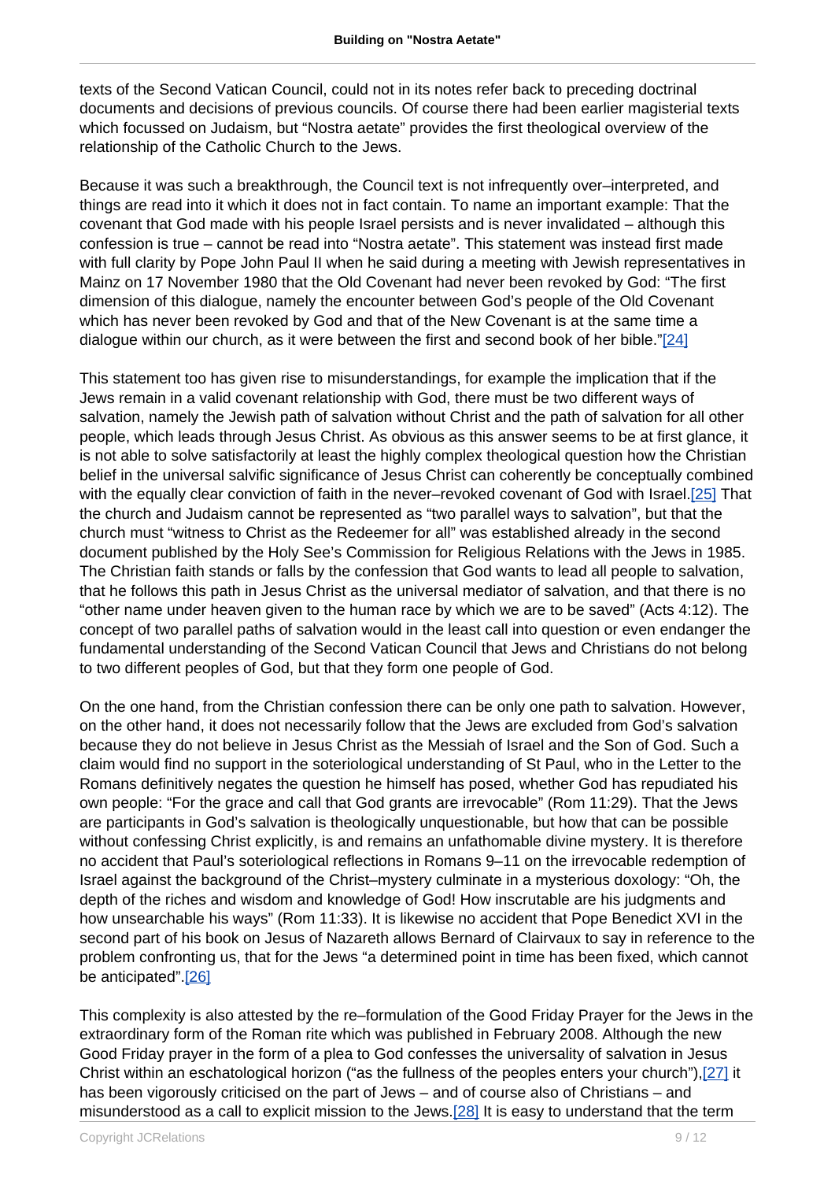texts of the Second Vatican Council, could not in its notes refer back to preceding doctrinal documents and decisions of previous councils. Of course there had been earlier magisterial texts which focussed on Judaism, but "Nostra aetate" provides the first theological overview of the relationship of the Catholic Church to the Jews.

Because it was such a breakthrough, the Council text is not infrequently over–interpreted, and things are read into it which it does not in fact contain. To name an important example: That the covenant that God made with his people Israel persists and is never invalidated – although this confession is true – cannot be read into "Nostra aetate". This statement was instead first made with full clarity by Pope John Paul II when he said during a meeting with Jewish representatives in Mainz on 17 November 1980 that the Old Covenant had never been revoked by God: "The first dimension of this dialogue, namely the encounter between God's people of the Old Covenant which has never been revoked by God and that of the New Covenant is at the same time a dialogue within our church, as it were between the first and second book of her bible."[24]

This statement too has given rise to misunderstandings, for example the implication that if the Jews remain in a valid covenant relationship with God, there must be two different ways of salvation, namely the Jewish path of salvation without Christ and the path of salvation for all other people, which leads through Jesus Christ. As obvious as this answer seems to be at first glance, it is not able to solve satisfactorily at least the highly complex theological question how the Christian belief in the universal salvific significance of Jesus Christ can coherently be conceptually combined with the equally clear conviction of faith in the never–revoked covenant of God with Israel.[25] That the church and Judaism cannot be represented as "two parallel ways to salvation", but that the church must "witness to Christ as the Redeemer for all" was established already in the second document published by the Holy See's Commission for Religious Relations with the Jews in 1985. The Christian faith stands or falls by the confession that God wants to lead all people to salvation, that he follows this path in Jesus Christ as the universal mediator of salvation, and that there is no "other name under heaven given to the human race by which we are to be saved" (Acts 4:12). The concept of two parallel paths of salvation would in the least call into question or even endanger the fundamental understanding of the Second Vatican Council that Jews and Christians do not belong to two different peoples of God, but that they form one people of God.

On the one hand, from the Christian confession there can be only one path to salvation. However, on the other hand, it does not necessarily follow that the Jews are excluded from God's salvation because they do not believe in Jesus Christ as the Messiah of Israel and the Son of God. Such a claim would find no support in the soteriological understanding of St Paul, who in the Letter to the Romans definitively negates the question he himself has posed, whether God has repudiated his own people: "For the grace and call that God grants are irrevocable" (Rom 11:29). That the Jews are participants in God's salvation is theologically unquestionable, but how that can be possible without confessing Christ explicitly, is and remains an unfathomable divine mystery. It is therefore no accident that Paul's soteriological reflections in Romans 9–11 on the irrevocable redemption of Israel against the background of the Christ–mystery culminate in a mysterious doxology: "Oh, the depth of the riches and wisdom and knowledge of God! How inscrutable are his judgments and how unsearchable his ways" (Rom 11:33). It is likewise no accident that Pope Benedict XVI in the second part of his book on Jesus of Nazareth allows Bernard of Clairvaux to say in reference to the problem confronting us, that for the Jews "a determined point in time has been fixed, which cannot be anticipated".[26]

This complexity is also attested by the re–formulation of the Good Friday Prayer for the Jews in the extraordinary form of the Roman rite which was published in February 2008. Although the new Good Friday prayer in the form of a plea to God confesses the universality of salvation in Jesus Christ within an eschatological horizon ("as the fullness of the peoples enters your church"),[27] it has been vigorously criticised on the part of Jews – and of course also of Christians – and misunderstood as a call to explicit mission to the Jews.[28] It is easy to understand that the term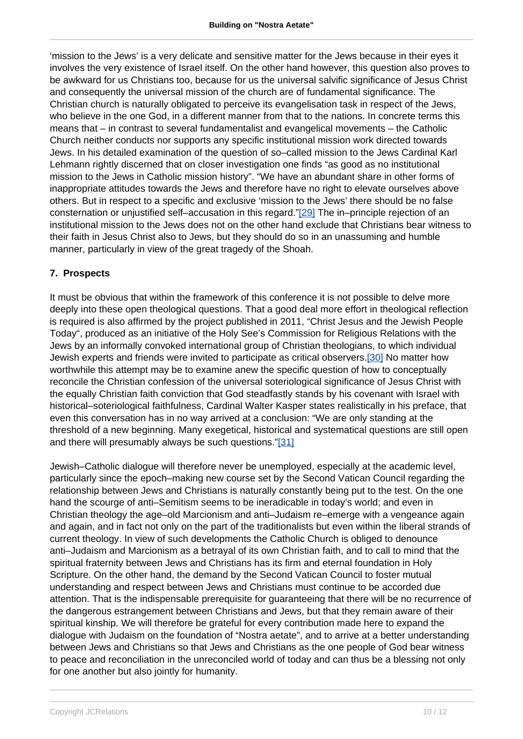'mission to the Jews' is a very delicate and sensitive matter for the Jews because in their eyes it involves the very existence of Israel itself. On the other hand however, this question also proves to be awkward for us Christians too, because for us the universal salvific significance of Jesus Christ and consequently the universal mission of the church are of fundamental significance. The Christian church is naturally obligated to perceive its evangelisation task in respect of the Jews, who believe in the one God, in a different manner from that to the nations. In concrete terms this means that – in contrast to several fundamentalist and evangelical movements – the Catholic Church neither conducts nor supports any specific institutional mission work directed towards Jews. In his detailed examination of the question of so–called mission to the Jews Cardinal Karl Lehmann rightly discerned that on closer investigation one finds "as good as no institutional mission to the Jews in Catholic mission history". "We have an abundant share in other forms of inappropriate attitudes towards the Jews and therefore have no right to elevate ourselves above others. But in respect to a specific and exclusive 'mission to the Jews' there should be no false consternation or unjustified self–accusation in this regard."[29] The in–principle rejection of an institutional mission to the Jews does not on the other hand exclude that Christians bear witness to their faith in Jesus Christ also to Jews, but they should do so in an unassuming and humble manner, particularly in view of the great tragedy of the Shoah.

### 7. Prospects

It must be obvious that within the framework of this conference it is not possible to delve more deeply into these open theological questions. That a good deal more effort in theological reflection is required is also affirmed by the project published in 2011, "Christ Jesus and the Jewish People Today", produced as an initiative of the Holy See's Commission for Religious Relations with the Jews by an informally convoked international group of Christian theologians, to which individual Jewish experts and friends were invited to participate as critical observers.[30] No matter how worthwhile this attempt may be to examine anew the specific question of how to conceptually reconcile the Christian confession of the universal soteriological significance of Jesus Christ with the equally Christian faith conviction that God steadfastly stands by his covenant with Israel with historical–soteriological faithfulness, Cardinal Walter Kasper states realistically in his preface, that even this conversation has in no way arrived at a conclusion: "We are only standing at the threshold of a new beginning. Many exegetical, historical and systematical questions are still open and there will presumably always be such questions."[31]

Jewish–Catholic dialogue will therefore never be unemployed, especially at the academic level, particularly since the epoch–making new course set by the Second Vatican Council regarding the relationship between Jews and Christians is naturally constantly being put to the test. On the one hand the scourge of anti–Semitism seems to be ineradicable in today's world; and even in Christian theology the age–old Marcionism and anti–Judaism re–emerge with a vengeance again and again, and in fact not only on the part of the traditionalists but even within the liberal strands of current theology. In view of such developments the Catholic Church is obliged to denounce anti–Judaism and Marcionism as a betrayal of its own Christian faith, and to call to mind that the spiritual fraternity between Jews and Christians has its firm and eternal foundation in Holy Scripture. On the other hand, the demand by the Second Vatican Council to foster mutual understanding and respect between Jews and Christians must continue to be accorded due attention. That is the indispensable prerequisite for guaranteeing that there will be no recurrence of the dangerous estrangement between Christians and Jews, but that they remain aware of their spiritual kinship. We will therefore be grateful for every contribution made here to expand the dialogue with Judaism on the foundation of "Nostra aetate", and to arrive at a better understanding between Jews and Christians so that Jews and Christians as the one people of God bear witness to peace and reconciliation in the unreconciled world of today and can thus be a blessing not only for one another but also jointly for humanity.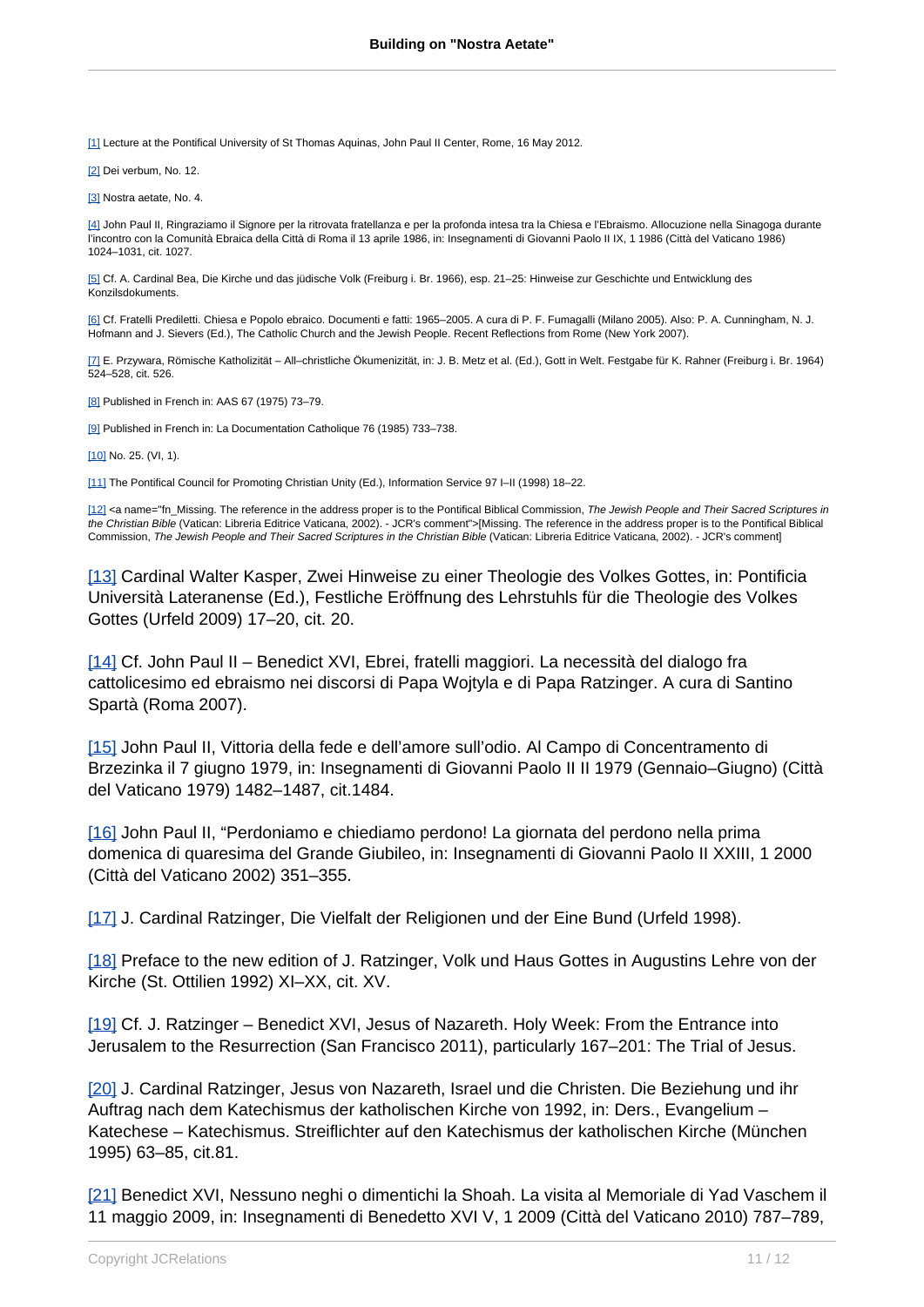[1] Lecture at the Pontifical University of St Thomas Aquinas, John Paul II Center, Rome, 16 May 2012.

[2] Dei verbum, No. 12.

[3] Nostra aetate, No. 4.

[4] John Paul II, Ringraziamo il Signore per la ritrovata fratellanza e per la profonda intesa tra la Chiesa e l'Ebraismo. Allocuzione nella Sinagoga durante l'incontro con la Comunità Ebraica della Città di Roma il 13 aprile 1986, in: Insegnamenti di Giovanni Paolo II IX, 1 1986 (Città del Vaticano 1986) 1024–1031, cit. 1027.

[5] Cf. A. Cardinal Bea, Die Kirche und das jüdische Volk (Freiburg i. Br. 1966), esp. 21–25: Hinweise zur Geschichte und Entwicklung des Konzilsdokuments.

[6] Cf. Fratelli Prediletti. Chiesa e Popolo ebraico. Documenti e fatti: 1965–2005. A cura di P. F. Fumagalli (Milano 2005). Also: P. A. Cunningham, N. J. Hofmann and J. Sievers (Ed.), The Catholic Church and the Jewish People. Recent Reflections from Rome (New York 2007).

[7] E. Przywara, Römische Katholizität – All–christliche Ökumenizität, in: J. B. Metz et al. (Ed.), Gott in Welt. Festgabe für K. Rahner (Freiburg i. Br. 1964) 524–528, cit. 526.

[8] Published in French in: AAS 67 (1975) 73–79.

[9] Published in French in: La Documentation Catholique 76 (1985) 733–738.

[10] No. 25. (VI, 1).

[11] The Pontifical Council for Promoting Christian Unity (Ed.), Information Service 97 I–II (1998) 18–22.

[12] <a name="fn_Missing. The reference in the address proper is to the Pontifical Biblical Commission, *The Jewish People and Their Sacred Scriptures in the Christian Bible* (Vatican: Libreria Editrice Vaticana, 2002). - JCR's comment">[Missing. The reference in the address proper is to the Pontifical Biblical Commission, *The Jewish People and Their Sacred Scriptures in the Christian Bible* (Vatican: Libreria Editrice Vaticana, 2002). - JCR's comment]

[13] Cardinal Walter Kasper, Zwei Hinweise zu einer Theologie des Volkes Gottes, in: Pontificia Università Lateranense (Ed.), Festliche Eröffnung des Lehrstuhls für die Theologie des Volkes Gottes (Urfeld 2009) 17–20, cit. 20.

[14] Cf. John Paul II – Benedict XVI, Ebrei, fratelli maggiori. La necessità del dialogo fra cattolicesimo ed ebraismo nei discorsi di Papa Wojtyla e di Papa Ratzinger. A cura di Santino Spartà (Roma 2007).

[15] John Paul II, Vittoria della fede e dell'amore sull'odio. Al Campo di Concentramento di Brzezinka il 7 giugno 1979, in: Insegnamenti di Giovanni Paolo II II 1979 (Gennaio–Giugno) (Città del Vaticano 1979) 1482–1487, cit.1484.

[16] John Paul II, "Perdoniamo e chiediamo perdono! La giornata del perdono nella prima domenica di quaresima del Grande Giubileo, in: Insegnamenti di Giovanni Paolo II XXIII, 1 2000 (Città del Vaticano 2002) 351–355.

[17] J. Cardinal Ratzinger, Die Vielfalt der Religionen und der Eine Bund (Urfeld 1998).

[18] Preface to the new edition of J. Ratzinger, Volk und Haus Gottes in Augustins Lehre von der Kirche (St. Ottilien 1992) XI–XX, cit. XV.

[19] Cf. J. Ratzinger – Benedict XVI, Jesus of Nazareth. Holy Week: From the Entrance into Jerusalem to the Resurrection (San Francisco 2011), particularly 167–201: The Trial of Jesus.

[20] J. Cardinal Ratzinger, Jesus von Nazareth, Israel und die Christen. Die Beziehung und ihr Auftrag nach dem Katechismus der katholischen Kirche von 1992, in: Ders., Evangelium – Katechese – Katechismus. Streiflichter auf den Katechismus der katholischen Kirche (München 1995) 63–85, cit.81.

[21] Benedict XVI, Nessuno neghi o dimentichi la Shoah. La visita al Memoriale di Yad Vaschem il 11 maggio 2009, in: Insegnamenti di Benedetto XVI V, 1 2009 (Città del Vaticano 2010) 787–789,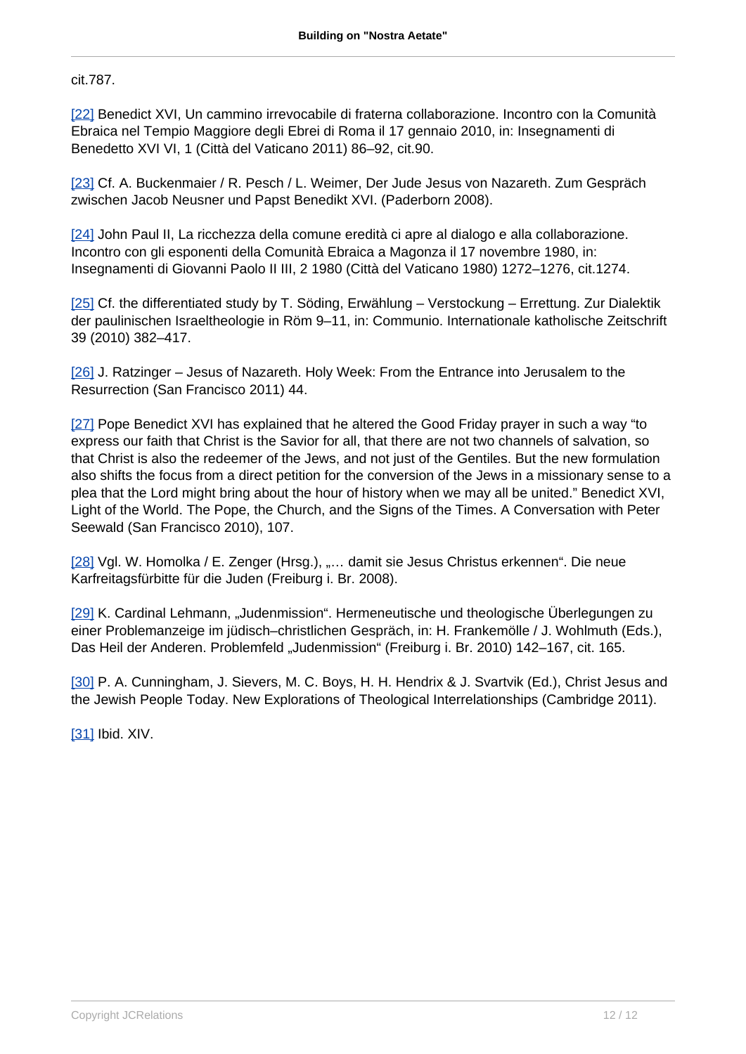cit.787.

[22] Benedict XVI, Un cammino irrevocabile di fraterna collaborazione. Incontro con la Comunità Ebraica nel Tempio Maggiore degli Ebrei di Roma il 17 gennaio 2010, in: Insegnamenti di Benedetto XVI VI, 1 (Città del Vaticano 2011) 86–92, cit.90.

[23] Cf. A. Buckenmaier / R. Pesch / L. Weimer, Der Jude Jesus von Nazareth. Zum Gespräch zwischen Jacob Neusner und Papst Benedikt XVI. (Paderborn 2008).

[24] John Paul II, La ricchezza della comune eredità ci apre al dialogo e alla collaborazione. Incontro con gli esponenti della Comunità Ebraica a Magonza il 17 novembre 1980, in: Insegnamenti di Giovanni Paolo II III, 2 1980 (Città del Vaticano 1980) 1272–1276, cit.1274.

[25] Cf. the differentiated study by T. Söding, Erwählung – Verstockung – Errettung. Zur Dialektik der paulinischen Israeltheologie in Röm 9–11, in: Communio. Internationale katholische Zeitschrift 39 (2010) 382–417.

[26] J. Ratzinger – Jesus of Nazareth. Holy Week: From the Entrance into Jerusalem to the Resurrection (San Francisco 2011) 44.

[27] Pope Benedict XVI has explained that he altered the Good Friday prayer in such a way "to express our faith that Christ is the Savior for all, that there are not two channels of salvation, so that Christ is also the redeemer of the Jews, and not just of the Gentiles. But the new formulation also shifts the focus from a direct petition for the conversion of the Jews in a missionary sense to a plea that the Lord might bring about the hour of history when we may all be united." Benedict XVI, Light of the World. The Pope, the Church, and the Signs of the Times. A Conversation with Peter Seewald (San Francisco 2010), 107.

[28] Vgl. W. Homolka / E. Zenger (Hrsg.), „… damit sie Jesus Christus erkennen". Die neue Karfreitagsfürbitte für die Juden (Freiburg i. Br. 2008).

[29] K. Cardinal Lehmann, „Judenmission". Hermeneutische und theologische Überlegungen zu einer Problemanzeige im jüdisch–christlichen Gespräch, in: H. Frankemölle / J. Wohlmuth (Eds.), Das Heil der Anderen. Problemfeld „Judenmission" (Freiburg i. Br. 2010) 142–167, cit. 165.

[30] P. A. Cunningham, J. Sievers, M. C. Boys, H. H. Hendrix & J. Svartvik (Ed.), Christ Jesus and the Jewish People Today. New Explorations of Theological Interrelationships (Cambridge 2011).

[31] Ibid. XIV.